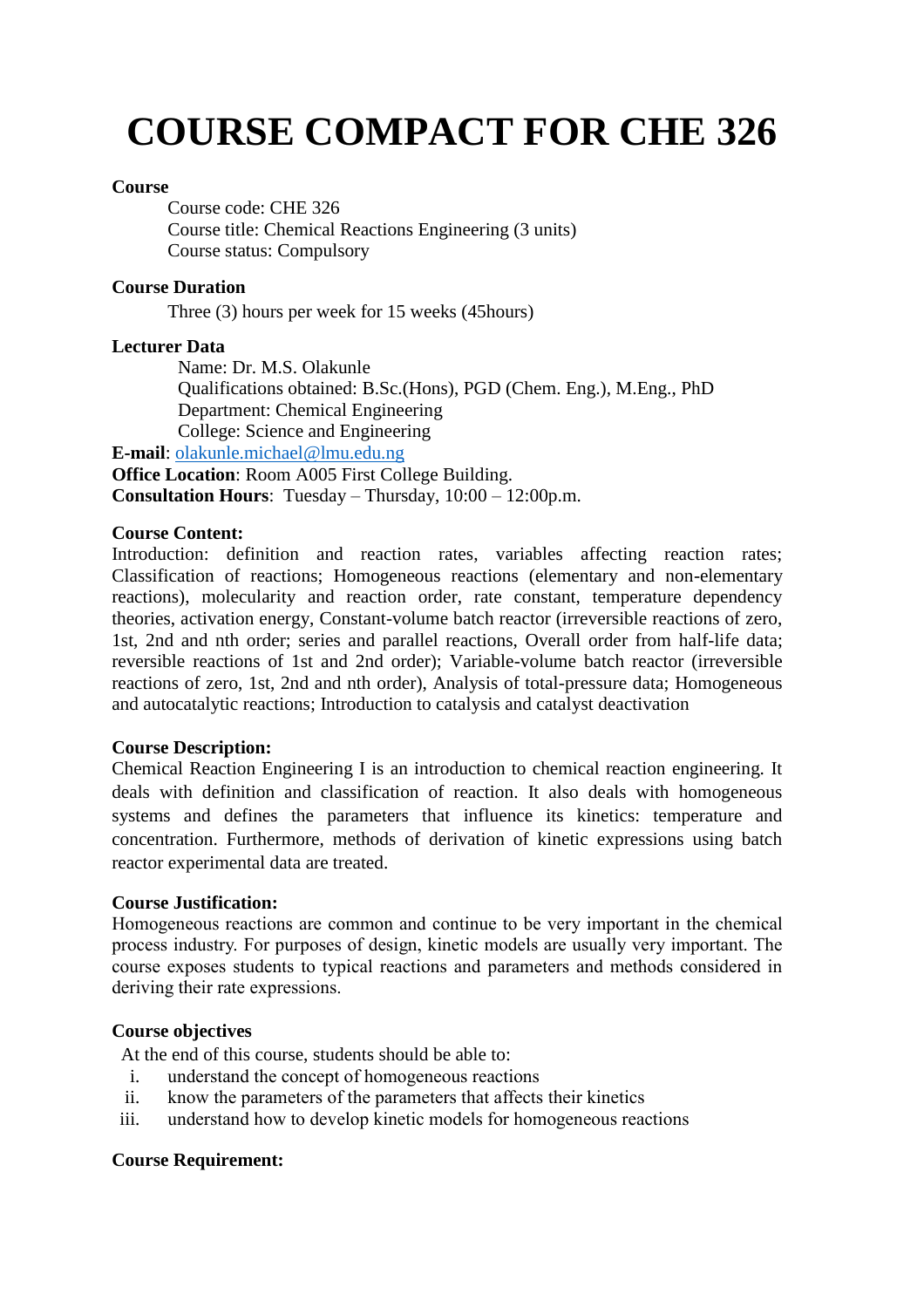# COURSE COMPACT FOR CHE 326

**Course**

Course code: CHE 326
Course title: Chemical Reactions Engineering (3 units)
Course status: Compulsory

**Course Duration**

Three (3) hours per week for 15 weeks (45hours)

**Lecturer Data**

Name: Dr. M.S. Olakunle
Qualifications obtained: B.Sc.(Hons), PGD (Chem. Eng.), M.Eng., PhD
Department: Chemical Engineering
College: Science and Engineering

**E-mail**: olakunle.michael@lmu.edu.ng
**Office Location**: Room A005 First College Building.
**Consultation Hours**: Tuesday – Thursday, 10:00 – 12:00p.m.

**Course Content:**

Introduction: definition and reaction rates, variables affecting reaction rates; Classification of reactions; Homogeneous reactions (elementary and non-elementary reactions), molecularity and reaction order, rate constant, temperature dependency theories, activation energy, Constant-volume batch reactor (irreversible reactions of zero, 1st, 2nd and nth order; series and parallel reactions, Overall order from half-life data; reversible reactions of 1st and 2nd order); Variable-volume batch reactor (irreversible reactions of zero, 1st, 2nd and nth order), Analysis of total-pressure data; Homogeneous and autocatalytic reactions; Introduction to catalysis and catalyst deactivation

**Course Description:**

Chemical Reaction Engineering I is an introduction to chemical reaction engineering. It deals with definition and classification of reaction. It also deals with homogeneous systems and defines the parameters that influence its kinetics: temperature and concentration. Furthermore, methods of derivation of kinetic expressions using batch reactor experimental data are treated.

**Course Justification:**

Homogeneous reactions are common and continue to be very important in the chemical process industry. For purposes of design, kinetic models are usually very important. The course exposes students to typical reactions and parameters and methods considered in deriving their rate expressions.

**Course objectives**

At the end of this course, students should be able to:

i. understand the concept of homogeneous reactions
ii. know the parameters of the parameters that affects their kinetics
iii. understand how to develop kinetic models for homogeneous reactions

**Course Requirement:**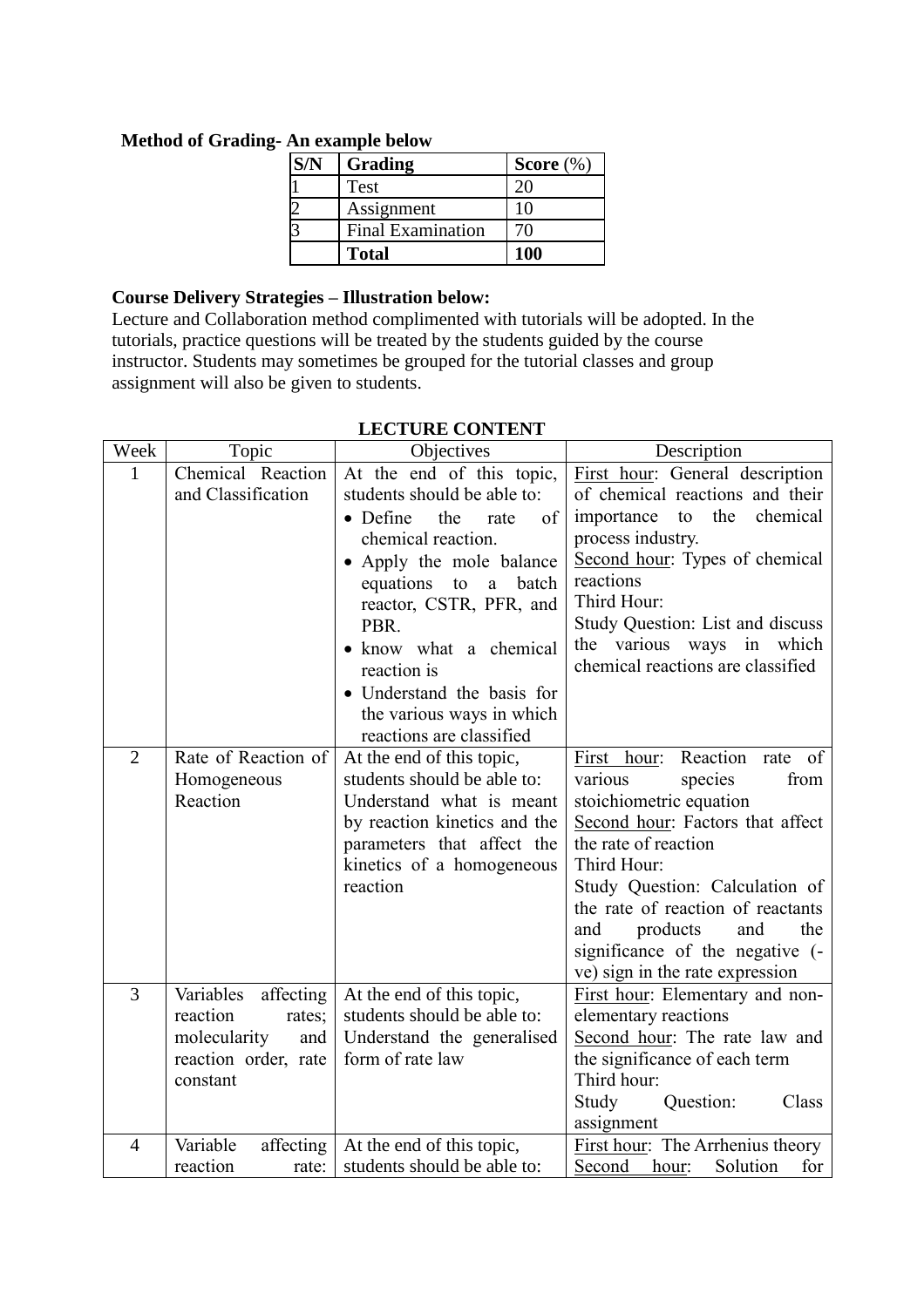**Method of Grading- An example below**

| S/N | Grading | Score (%) |
|---|---|---|
| 1 | Test | 20 |
| 2 | Assignment | 10 |
| 3 | Final Examination | 70 |
| | **Total** | **100** |

**Course Delivery Strategies – Illustration below:**

Lecture and Collaboration method complimented with tutorials will be adopted. In the tutorials, practice questions will be treated by the students guided by the course instructor. Students may sometimes be grouped for the tutorial classes and group assignment will also be given to students.

**LECTURE CONTENT**

| Week | Topic | Objectives | Description |
|---|---|---|---|
| 1 | Chemical Reaction and Classification | At the end of this topic, students should be able to:<br>• Define the rate of chemical reaction.<br>• Apply the mole balance equations to a batch reactor, CSTR, PFR, and PBR.<br>• know what a chemical reaction is<br>• Understand the basis for the various ways in which reactions are classified | First hour: General description of chemical reactions and their importance to the chemical process industry.<br>Second hour: Types of chemical reactions<br>Third Hour:<br>Study Question: List and discuss the various ways in which chemical reactions are classified |
| 2 | Rate of Reaction of Homogeneous Reaction | At the end of this topic, students should be able to: Understand what is meant by reaction kinetics and the parameters that affect the kinetics of a homogeneous reaction | First hour: Reaction rate of various species from stoichiometric equation<br>Second hour: Factors that affect the rate of reaction<br>Third Hour:<br>Study Question: Calculation of the rate of reaction of reactants and products and the significance of the negative (-ve) sign in the rate expression |
| 3 | Variables affecting reaction rates; molecularity and reaction order, rate constant | At the end of this topic, students should be able to: Understand the generalised form of rate law | First hour: Elementary and non-elementary reactions<br>Second hour: The rate law and the significance of each term<br>Third hour:<br>Study Question: Class assignment |
| 4 | Variable affecting reaction rate: | At the end of this topic, students should be able to: | First hour: The Arrhenius theory<br>Second hour: Solution for |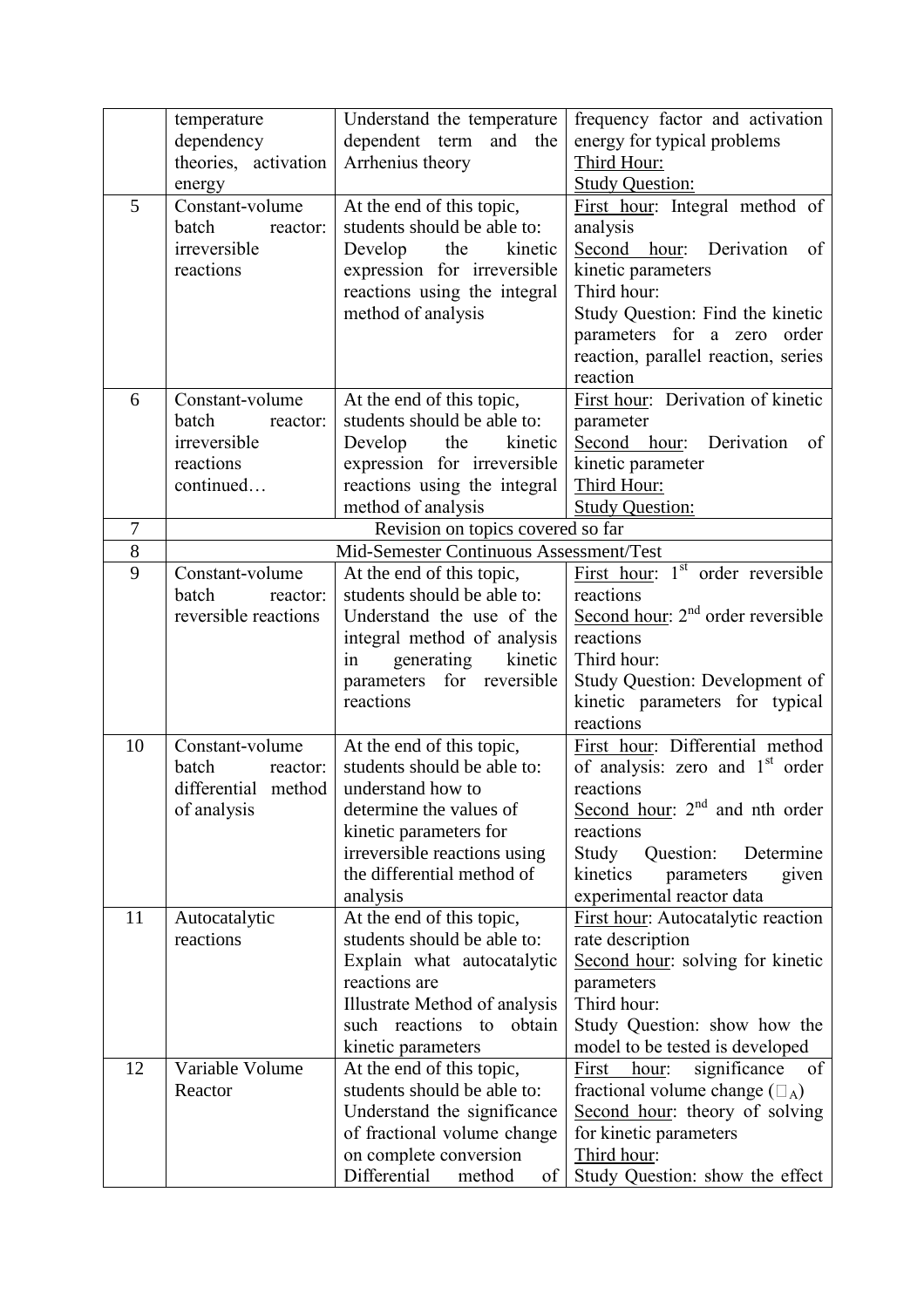| | | | |
|---|---|---|---|
| | temperature dependency theories, activation energy | Understand the temperature dependent term and the Arrhenius theory | frequency factor and activation energy for typical problems<br>Third Hour:<br>Study Question: |
| 5 | Constant-volume batch reactor: irreversible reactions | At the end of this topic, students should be able to: Develop the kinetic expression for irreversible reactions using the integral method of analysis | First hour: Integral method of analysis<br>Second hour: Derivation of kinetic parameters<br>Third hour:<br>Study Question: Find the kinetic parameters for a zero order reaction, parallel reaction, series reaction |
| 6 | Constant-volume batch reactor: irreversible reactions continued… | At the end of this topic, students should be able to: Develop the kinetic expression for irreversible reactions using the integral method of analysis | First hour: Derivation of kinetic parameter<br>Second hour: Derivation of kinetic parameter<br>Third Hour:<br>Study Question: |
| 7 | Revision on topics covered so far | | |
| 8 | Mid-Semester Continuous Assessment/Test | | |
| 9 | Constant-volume batch reactor: reversible reactions | At the end of this topic, students should be able to: Understand the use of the integral method of analysis in generating kinetic parameters for reversible reactions | First hour: 1st order reversible reactions<br>Second hour: 2nd order reversible reactions<br>Third hour:<br>Study Question: Development of kinetic parameters for typical reactions |
| 10 | Constant-volume batch reactor: differential method of analysis | At the end of this topic, students should be able to: understand how to determine the values of kinetic parameters for irreversible reactions using the differential method of analysis | First hour: Differential method of analysis: zero and 1st order reactions<br>Second hour: 2nd and nth order reactions<br>Study Question: Determine kinetics parameters given experimental reactor data |
| 11 | Autocatalytic reactions | At the end of this topic, students should be able to: Explain what autocatalytic reactions are<br>Illustrate Method of analysis such reactions to obtain kinetic parameters | First hour: Autocatalytic reaction rate description<br>Second hour: solving for kinetic parameters<br>Third hour:<br>Study Question: show how the model to be tested is developed |
| 12 | Variable Volume Reactor | At the end of this topic, students should be able to: Understand the significance of fractional volume change on complete conversion<br>Differential method of | First hour: significance of fractional volume change ($\varepsilon_A$)<br>Second hour: theory of solving for kinetic parameters<br>Third hour:<br>Study Question: show the effect |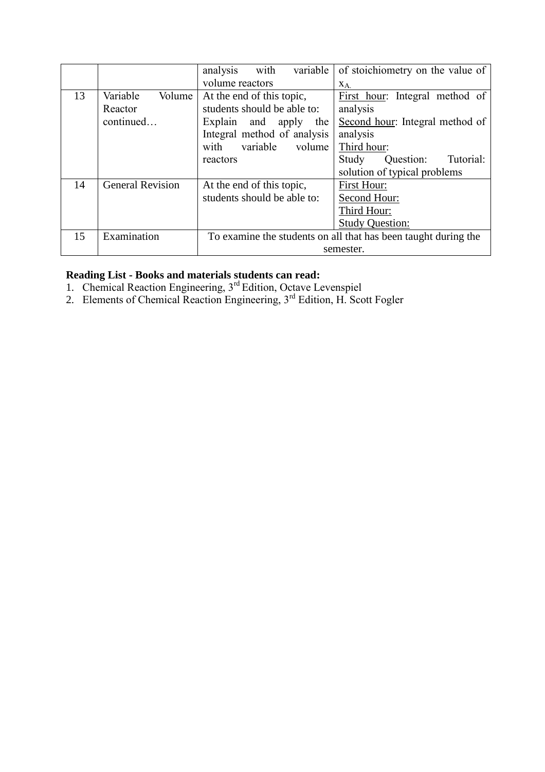| | | | |
|---|---|---|---|
| | | analysis with variable volume reactors | of stoichiometry on the value of $x_{A.}$ |
| 13 | Variable Volume Reactor continued… | At the end of this topic, students should be able to: Explain and apply the Integral method of analysis with variable volume reactors | First hour: Integral method of analysis<br>Second hour: Integral method of analysis<br>Third hour:<br>Study Question: Tutorial: solution of typical problems |
| 14 | General Revision | At the end of this topic, students should be able to: | First Hour:<br>Second Hour:<br>Third Hour:<br>Study Question: |
| 15 | Examination | To examine the students on all that has been taught during the semester. | |

**Reading List - Books and materials students can read:**

1. Chemical Reaction Engineering, 3rd Edition, Octave Levenspiel
2. Elements of Chemical Reaction Engineering, 3rd Edition, H. Scott Fogler